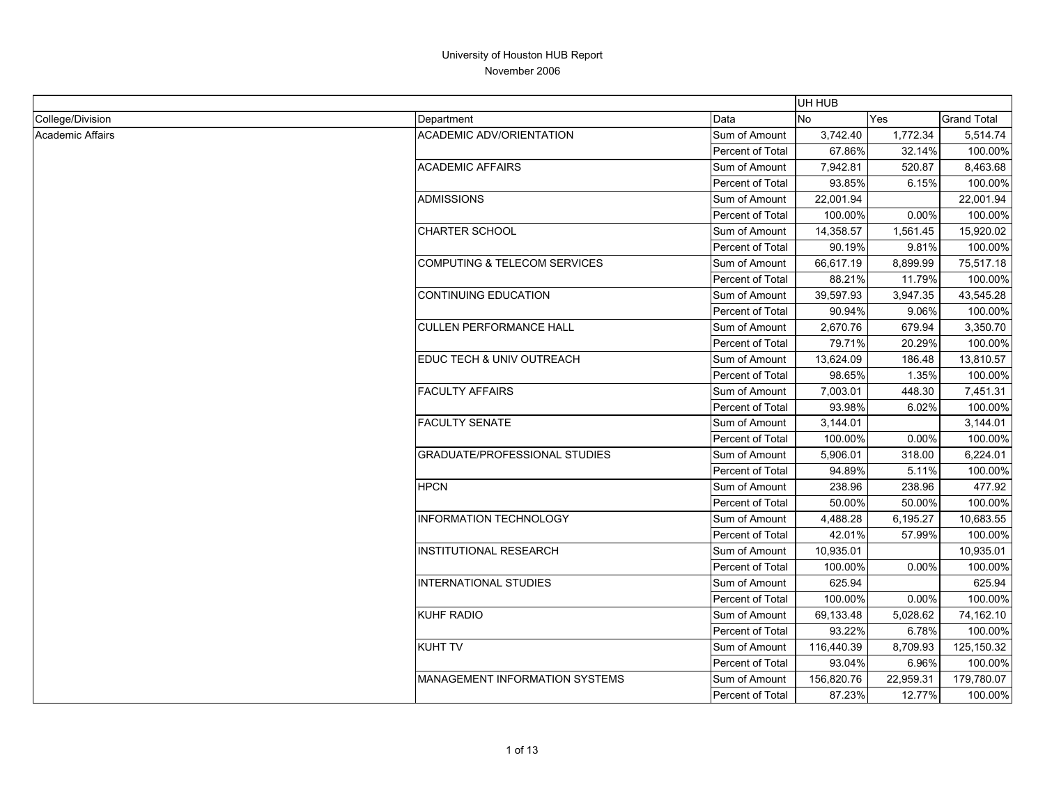# University of Houston HUB Report

November 2006

| | | | UH HUB | | |
|---|---|---|---|---|---|
| College/Division | Department | Data | No | Yes | Grand Total |
| Academic Affairs | ACADEMIC ADV/ORIENTATION | Sum of Amount | 3,742.40 | 1,772.34 | 5,514.74 |
| | | Percent of Total | 67.86% | 32.14% | 100.00% |
| | ACADEMIC AFFAIRS | Sum of Amount | 7,942.81 | 520.87 | 8,463.68 |
| | | Percent of Total | 93.85% | 6.15% | 100.00% |
| | ADMISSIONS | Sum of Amount | 22,001.94 | | 22,001.94 |
| | | Percent of Total | 100.00% | 0.00% | 100.00% |
| | CHARTER SCHOOL | Sum of Amount | 14,358.57 | 1,561.45 | 15,920.02 |
| | | Percent of Total | 90.19% | 9.81% | 100.00% |
| | COMPUTING & TELECOM SERVICES | Sum of Amount | 66,617.19 | 8,899.99 | 75,517.18 |
| | | Percent of Total | 88.21% | 11.79% | 100.00% |
| | CONTINUING EDUCATION | Sum of Amount | 39,597.93 | 3,947.35 | 43,545.28 |
| | | Percent of Total | 90.94% | 9.06% | 100.00% |
| | CULLEN PERFORMANCE HALL | Sum of Amount | 2,670.76 | 679.94 | 3,350.70 |
| | | Percent of Total | 79.71% | 20.29% | 100.00% |
| | EDUC TECH & UNIV OUTREACH | Sum of Amount | 13,624.09 | 186.48 | 13,810.57 |
| | | Percent of Total | 98.65% | 1.35% | 100.00% |
| | FACULTY AFFAIRS | Sum of Amount | 7,003.01 | 448.30 | 7,451.31 |
| | | Percent of Total | 93.98% | 6.02% | 100.00% |
| | FACULTY SENATE | Sum of Amount | 3,144.01 | | 3,144.01 |
| | | Percent of Total | 100.00% | 0.00% | 100.00% |
| | GRADUATE/PROFESSIONAL STUDIES | Sum of Amount | 5,906.01 | 318.00 | 6,224.01 |
| | | Percent of Total | 94.89% | 5.11% | 100.00% |
| | HPCN | Sum of Amount | 238.96 | 238.96 | 477.92 |
| | | Percent of Total | 50.00% | 50.00% | 100.00% |
| | INFORMATION TECHNOLOGY | Sum of Amount | 4,488.28 | 6,195.27 | 10,683.55 |
| | | Percent of Total | 42.01% | 57.99% | 100.00% |
| | INSTITUTIONAL RESEARCH | Sum of Amount | 10,935.01 | | 10,935.01 |
| | | Percent of Total | 100.00% | 0.00% | 100.00% |
| | INTERNATIONAL STUDIES | Sum of Amount | 625.94 | | 625.94 |
| | | Percent of Total | 100.00% | 0.00% | 100.00% |
| | KUHF RADIO | Sum of Amount | 69,133.48 | 5,028.62 | 74,162.10 |
| | | Percent of Total | 93.22% | 6.78% | 100.00% |
| | KUHT TV | Sum of Amount | 116,440.39 | 8,709.93 | 125,150.32 |
| | | Percent of Total | 93.04% | 6.96% | 100.00% |
| | MANAGEMENT INFORMATION SYSTEMS | Sum of Amount | 156,820.76 | 22,959.31 | 179,780.07 |
| | | Percent of Total | 87.23% | 12.77% | 100.00% |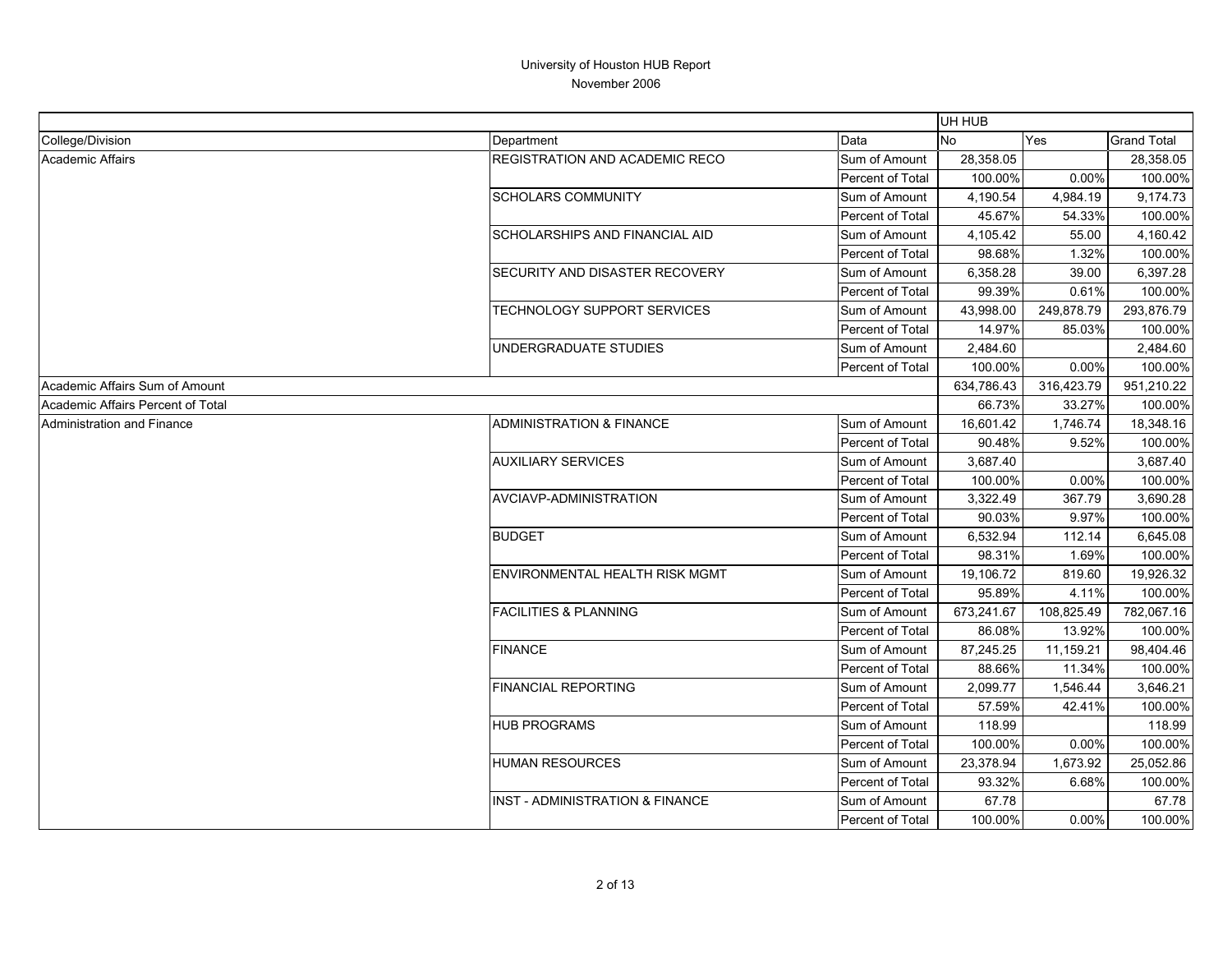# University of Houston HUB Report

November 2006

| | | | UH HUB | | |
|---|---|---|---|---|---|
| College/Division | Department | Data | No | Yes | Grand Total |
| Academic Affairs | REGISTRATION AND ACADEMIC RECO | Sum of Amount | 28,358.05 | | 28,358.05 |
| | | Percent of Total | 100.00% | 0.00% | 100.00% |
| | SCHOLARS COMMUNITY | Sum of Amount | 4,190.54 | 4,984.19 | 9,174.73 |
| | | Percent of Total | 45.67% | 54.33% | 100.00% |
| | SCHOLARSHIPS AND FINANCIAL AID | Sum of Amount | 4,105.42 | 55.00 | 4,160.42 |
| | | Percent of Total | 98.68% | 1.32% | 100.00% |
| | SECURITY AND DISASTER RECOVERY | Sum of Amount | 6,358.28 | 39.00 | 6,397.28 |
| | | Percent of Total | 99.39% | 0.61% | 100.00% |
| | TECHNOLOGY SUPPORT SERVICES | Sum of Amount | 43,998.00 | 249,878.79 | 293,876.79 |
| | | Percent of Total | 14.97% | 85.03% | 100.00% |
| | UNDERGRADUATE STUDIES | Sum of Amount | 2,484.60 | | 2,484.60 |
| | | Percent of Total | 100.00% | 0.00% | 100.00% |
| Academic Affairs Sum of Amount | | | 634,786.43 | 316,423.79 | 951,210.22 |
| Academic Affairs Percent of Total | | | 66.73% | 33.27% | 100.00% |
| Administration and Finance | ADMINISTRATION & FINANCE | Sum of Amount | 16,601.42 | 1,746.74 | 18,348.16 |
| | | Percent of Total | 90.48% | 9.52% | 100.00% |
| | AUXILIARY SERVICES | Sum of Amount | 3,687.40 | | 3,687.40 |
| | | Percent of Total | 100.00% | 0.00% | 100.00% |
| | AVCIAVP-ADMINISTRATION | Sum of Amount | 3,322.49 | 367.79 | 3,690.28 |
| | | Percent of Total | 90.03% | 9.97% | 100.00% |
| | BUDGET | Sum of Amount | 6,532.94 | 112.14 | 6,645.08 |
| | | Percent of Total | 98.31% | 1.69% | 100.00% |
| | ENVIRONMENTAL HEALTH RISK MGMT | Sum of Amount | 19,106.72 | 819.60 | 19,926.32 |
| | | Percent of Total | 95.89% | 4.11% | 100.00% |
| | FACILITIES & PLANNING | Sum of Amount | 673,241.67 | 108,825.49 | 782,067.16 |
| | | Percent of Total | 86.08% | 13.92% | 100.00% |
| | FINANCE | Sum of Amount | 87,245.25 | 11,159.21 | 98,404.46 |
| | | Percent of Total | 88.66% | 11.34% | 100.00% |
| | FINANCIAL REPORTING | Sum of Amount | 2,099.77 | 1,546.44 | 3,646.21 |
| | | Percent of Total | 57.59% | 42.41% | 100.00% |
| | HUB PROGRAMS | Sum of Amount | 118.99 | | 118.99 |
| | | Percent of Total | 100.00% | 0.00% | 100.00% |
| | HUMAN RESOURCES | Sum of Amount | 23,378.94 | 1,673.92 | 25,052.86 |
| | | Percent of Total | 93.32% | 6.68% | 100.00% |
| | INST - ADMINISTRATION & FINANCE | Sum of Amount | 67.78 | | 67.78 |
| | | Percent of Total | 100.00% | 0.00% | 100.00% |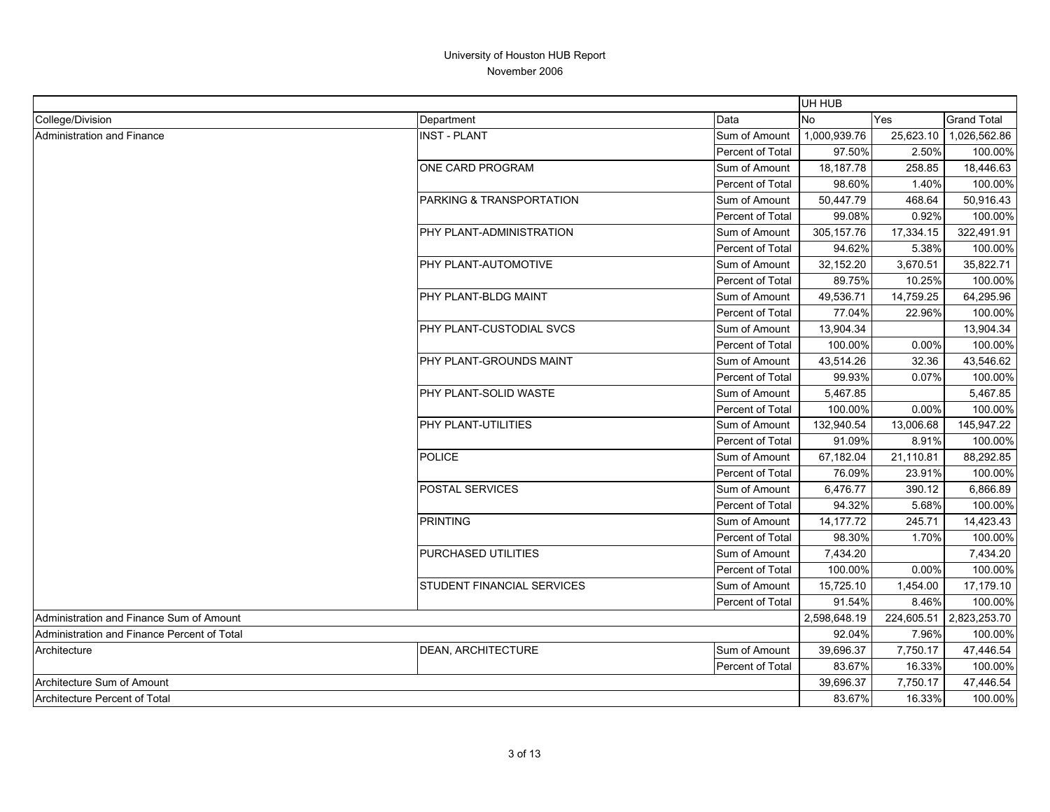# University of Houston HUB Report

November 2006

| | | | UH HUB | | |
|---|---|---|---|---|---|
| College/Division | Department | Data | No | Yes | Grand Total |
| Administration and Finance | INST - PLANT | Sum of Amount | 1,000,939.76 | 25,623.10 | 1,026,562.86 |
| | | Percent of Total | 97.50% | 2.50% | 100.00% |
| | ONE CARD PROGRAM | Sum of Amount | 18,187.78 | 258.85 | 18,446.63 |
| | | Percent of Total | 98.60% | 1.40% | 100.00% |
| | PARKING & TRANSPORTATION | Sum of Amount | 50,447.79 | 468.64 | 50,916.43 |
| | | Percent of Total | 99.08% | 0.92% | 100.00% |
| | PHY PLANT-ADMINISTRATION | Sum of Amount | 305,157.76 | 17,334.15 | 322,491.91 |
| | | Percent of Total | 94.62% | 5.38% | 100.00% |
| | PHY PLANT-AUTOMOTIVE | Sum of Amount | 32,152.20 | 3,670.51 | 35,822.71 |
| | | Percent of Total | 89.75% | 10.25% | 100.00% |
| | PHY PLANT-BLDG MAINT | Sum of Amount | 49,536.71 | 14,759.25 | 64,295.96 |
| | | Percent of Total | 77.04% | 22.96% | 100.00% |
| | PHY PLANT-CUSTODIAL SVCS | Sum of Amount | 13,904.34 | | 13,904.34 |
| | | Percent of Total | 100.00% | 0.00% | 100.00% |
| | PHY PLANT-GROUNDS MAINT | Sum of Amount | 43,514.26 | 32.36 | 43,546.62 |
| | | Percent of Total | 99.93% | 0.07% | 100.00% |
| | PHY PLANT-SOLID WASTE | Sum of Amount | 5,467.85 | | 5,467.85 |
| | | Percent of Total | 100.00% | 0.00% | 100.00% |
| | PHY PLANT-UTILITIES | Sum of Amount | 132,940.54 | 13,006.68 | 145,947.22 |
| | | Percent of Total | 91.09% | 8.91% | 100.00% |
| | POLICE | Sum of Amount | 67,182.04 | 21,110.81 | 88,292.85 |
| | | Percent of Total | 76.09% | 23.91% | 100.00% |
| | POSTAL SERVICES | Sum of Amount | 6,476.77 | 390.12 | 6,866.89 |
| | | Percent of Total | 94.32% | 5.68% | 100.00% |
| | PRINTING | Sum of Amount | 14,177.72 | 245.71 | 14,423.43 |
| | | Percent of Total | 98.30% | 1.70% | 100.00% |
| | PURCHASED UTILITIES | Sum of Amount | 7,434.20 | | 7,434.20 |
| | | Percent of Total | 100.00% | 0.00% | 100.00% |
| | STUDENT FINANCIAL SERVICES | Sum of Amount | 15,725.10 | 1,454.00 | 17,179.10 |
| | | Percent of Total | 91.54% | 8.46% | 100.00% |
| Administration and Finance Sum of Amount | | | 2,598,648.19 | 224,605.51 | 2,823,253.70 |
| Administration and Finance Percent of Total | | | 92.04% | 7.96% | 100.00% |
| Architecture | DEAN, ARCHITECTURE | Sum of Amount | 39,696.37 | 7,750.17 | 47,446.54 |
| | | Percent of Total | 83.67% | 16.33% | 100.00% |
| Architecture Sum of Amount | | | 39,696.37 | 7,750.17 | 47,446.54 |
| Architecture Percent of Total | | | 83.67% | 16.33% | 100.00% |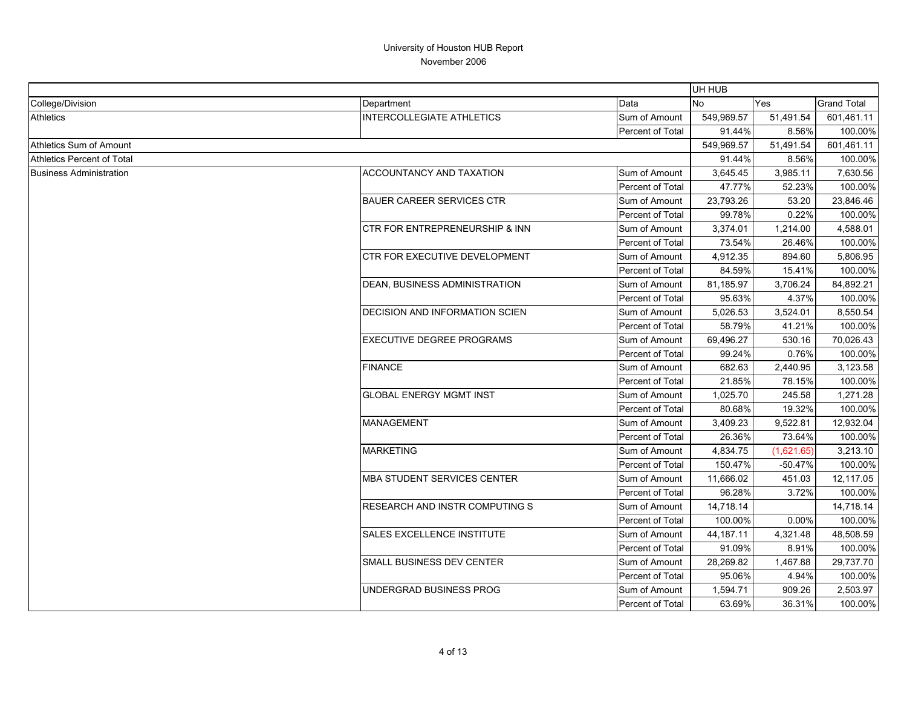# University of Houston HUB Report

November 2006

| | | | UH HUB | | |
|---|---|---|---|---|---|
| College/Division | Department | Data | No | Yes | Grand Total |
| Athletics | INTERCOLLEGIATE ATHLETICS | Sum of Amount | 549,969.57 | 51,491.54 | 601,461.11 |
| | | Percent of Total | 91.44% | 8.56% | 100.00% |
| Athletics Sum of Amount | | | 549,969.57 | 51,491.54 | 601,461.11 |
| Athletics Percent of Total | | | 91.44% | 8.56% | 100.00% |
| Business Administration | ACCOUNTANCY AND TAXATION | Sum of Amount | 3,645.45 | 3,985.11 | 7,630.56 |
| | | Percent of Total | 47.77% | 52.23% | 100.00% |
| | BAUER CAREER SERVICES CTR | Sum of Amount | 23,793.26 | 53.20 | 23,846.46 |
| | | Percent of Total | 99.78% | 0.22% | 100.00% |
| | CTR FOR ENTREPRENEURSHIP & INN | Sum of Amount | 3,374.01 | 1,214.00 | 4,588.01 |
| | | Percent of Total | 73.54% | 26.46% | 100.00% |
| | CTR FOR EXECUTIVE DEVELOPMENT | Sum of Amount | 4,912.35 | 894.60 | 5,806.95 |
| | | Percent of Total | 84.59% | 15.41% | 100.00% |
| | DEAN, BUSINESS ADMINISTRATION | Sum of Amount | 81,185.97 | 3,706.24 | 84,892.21 |
| | | Percent of Total | 95.63% | 4.37% | 100.00% |
| | DECISION AND INFORMATION SCIEN | Sum of Amount | 5,026.53 | 3,524.01 | 8,550.54 |
| | | Percent of Total | 58.79% | 41.21% | 100.00% |
| | EXECUTIVE DEGREE PROGRAMS | Sum of Amount | 69,496.27 | 530.16 | 70,026.43 |
| | | Percent of Total | 99.24% | 0.76% | 100.00% |
| | FINANCE | Sum of Amount | 682.63 | 2,440.95 | 3,123.58 |
| | | Percent of Total | 21.85% | 78.15% | 100.00% |
| | GLOBAL ENERGY MGMT INST | Sum of Amount | 1,025.70 | 245.58 | 1,271.28 |
| | | Percent of Total | 80.68% | 19.32% | 100.00% |
| | MANAGEMENT | Sum of Amount | 3,409.23 | 9,522.81 | 12,932.04 |
| | | Percent of Total | 26.36% | 73.64% | 100.00% |
| | MARKETING | Sum of Amount | 4,834.75 | (1,621.65) | 3,213.10 |
| | | Percent of Total | 150.47% | -50.47% | 100.00% |
| | MBA STUDENT SERVICES CENTER | Sum of Amount | 11,666.02 | 451.03 | 12,117.05 |
| | | Percent of Total | 96.28% | 3.72% | 100.00% |
| | RESEARCH AND INSTR COMPUTING S | Sum of Amount | 14,718.14 | | 14,718.14 |
| | | Percent of Total | 100.00% | 0.00% | 100.00% |
| | SALES EXCELLENCE INSTITUTE | Sum of Amount | 44,187.11 | 4,321.48 | 48,508.59 |
| | | Percent of Total | 91.09% | 8.91% | 100.00% |
| | SMALL BUSINESS DEV CENTER | Sum of Amount | 28,269.82 | 1,467.88 | 29,737.70 |
| | | Percent of Total | 95.06% | 4.94% | 100.00% |
| | UNDERGRAD BUSINESS PROG | Sum of Amount | 1,594.71 | 909.26 | 2,503.97 |
| | | Percent of Total | 63.69% | 36.31% | 100.00% |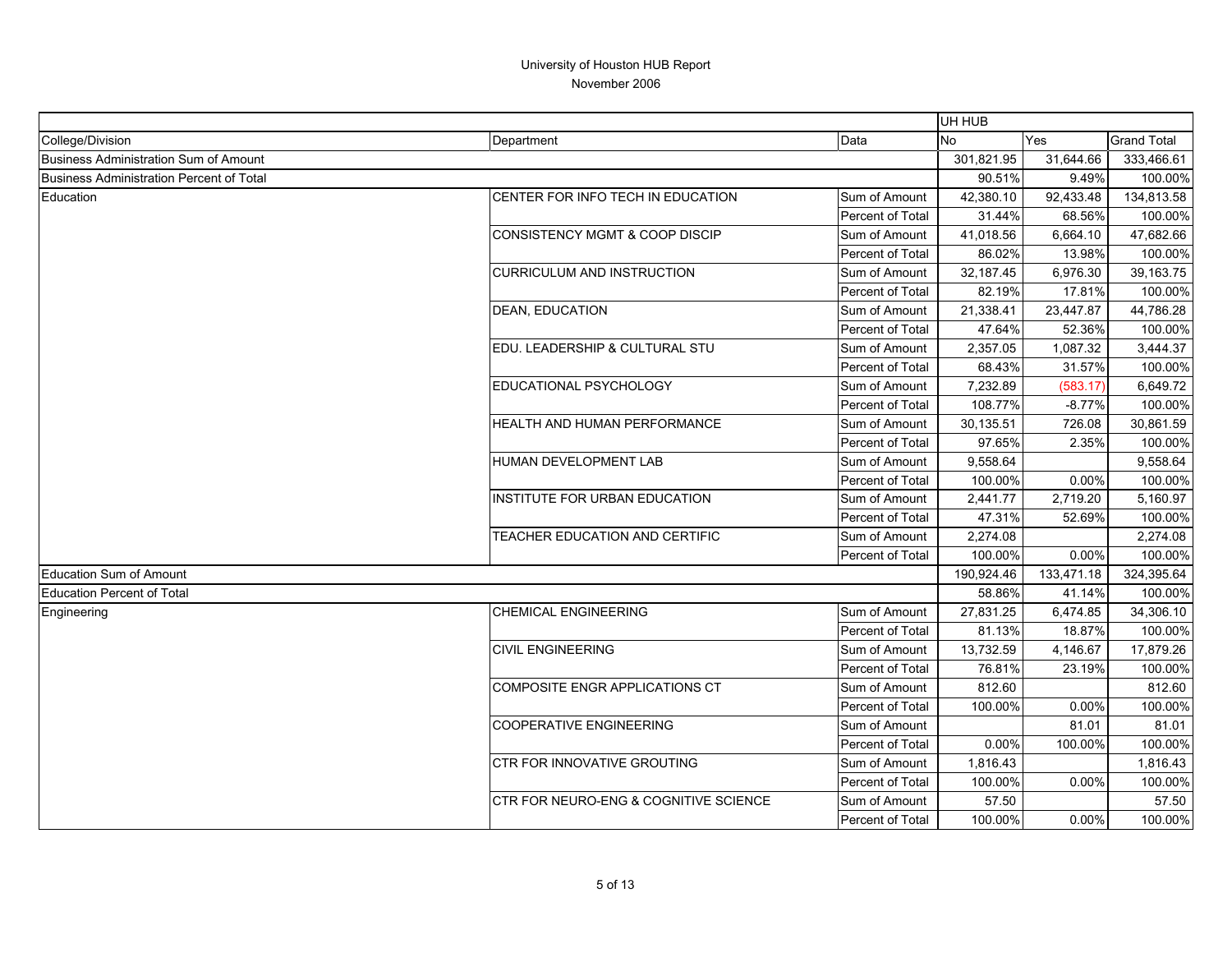University of Houston HUB Report
November 2006

| | | | UH HUB | | |
|---|---|---|---|---|---|
| College/Division | Department | Data | No | Yes | Grand Total |
| Business Administration Sum of Amount | | | 301,821.95 | 31,644.66 | 333,466.61 |
| Business Administration Percent of Total | | | 90.51% | 9.49% | 100.00% |
| Education | CENTER FOR INFO TECH IN EDUCATION | Sum of Amount | 42,380.10 | 92,433.48 | 134,813.58 |
| | | Percent of Total | 31.44% | 68.56% | 100.00% |
| | CONSISTENCY MGMT & COOP DISCIP | Sum of Amount | 41,018.56 | 6,664.10 | 47,682.66 |
| | | Percent of Total | 86.02% | 13.98% | 100.00% |
| | CURRICULUM AND INSTRUCTION | Sum of Amount | 32,187.45 | 6,976.30 | 39,163.75 |
| | | Percent of Total | 82.19% | 17.81% | 100.00% |
| | DEAN, EDUCATION | Sum of Amount | 21,338.41 | 23,447.87 | 44,786.28 |
| | | Percent of Total | 47.64% | 52.36% | 100.00% |
| | EDU. LEADERSHIP & CULTURAL STU | Sum of Amount | 2,357.05 | 1,087.32 | 3,444.37 |
| | | Percent of Total | 68.43% | 31.57% | 100.00% |
| | EDUCATIONAL PSYCHOLOGY | Sum of Amount | 7,232.89 | (583.17) | 6,649.72 |
| | | Percent of Total | 108.77% | -8.77% | 100.00% |
| | HEALTH AND HUMAN PERFORMANCE | Sum of Amount | 30,135.51 | 726.08 | 30,861.59 |
| | | Percent of Total | 97.65% | 2.35% | 100.00% |
| | HUMAN DEVELOPMENT LAB | Sum of Amount | 9,558.64 | | 9,558.64 |
| | | Percent of Total | 100.00% | 0.00% | 100.00% |
| | INSTITUTE FOR URBAN EDUCATION | Sum of Amount | 2,441.77 | 2,719.20 | 5,160.97 |
| | | Percent of Total | 47.31% | 52.69% | 100.00% |
| | TEACHER EDUCATION AND CERTIFIC | Sum of Amount | 2,274.08 | | 2,274.08 |
| | | Percent of Total | 100.00% | 0.00% | 100.00% |
| Education Sum of Amount | | | 190,924.46 | 133,471.18 | 324,395.64 |
| Education Percent of Total | | | 58.86% | 41.14% | 100.00% |
| Engineering | CHEMICAL ENGINEERING | Sum of Amount | 27,831.25 | 6,474.85 | 34,306.10 |
| | | Percent of Total | 81.13% | 18.87% | 100.00% |
| | CIVIL ENGINEERING | Sum of Amount | 13,732.59 | 4,146.67 | 17,879.26 |
| | | Percent of Total | 76.81% | 23.19% | 100.00% |
| | COMPOSITE ENGR APPLICATIONS CT | Sum of Amount | 812.60 | | 812.60 |
| | | Percent of Total | 100.00% | 0.00% | 100.00% |
| | COOPERATIVE ENGINEERING | Sum of Amount | | 81.01 | 81.01 |
| | | Percent of Total | 0.00% | 100.00% | 100.00% |
| | CTR FOR INNOVATIVE GROUTING | Sum of Amount | 1,816.43 | | 1,816.43 |
| | | Percent of Total | 100.00% | 0.00% | 100.00% |
| | CTR FOR NEURO-ENG & COGNITIVE SCIENCE | Sum of Amount | 57.50 | | 57.50 |
| | | Percent of Total | 100.00% | 0.00% | 100.00% |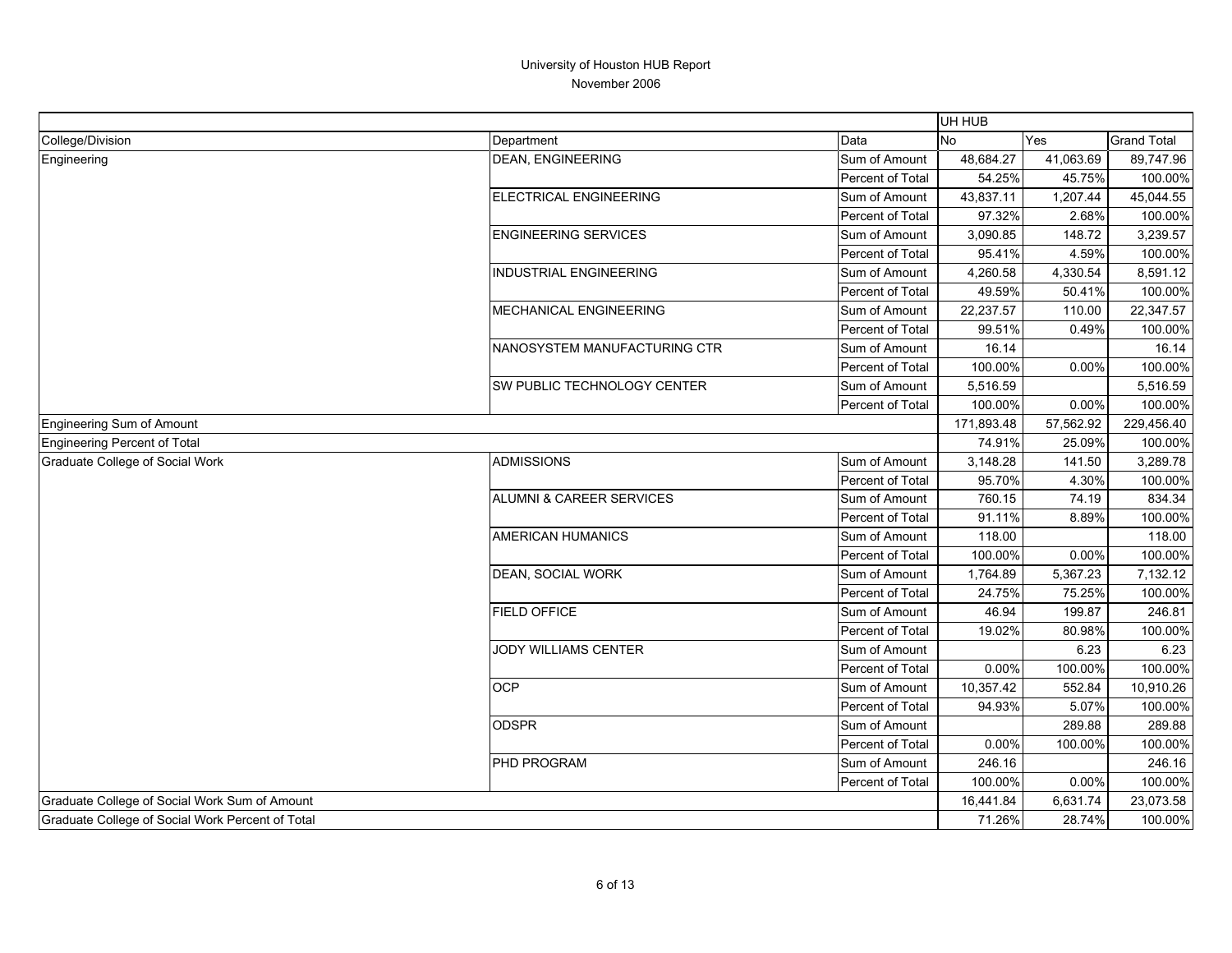# University of Houston HUB Report

November 2006

| | | | UH HUB | | |
|---|---|---|---|---|---|
| College/Division | Department | Data | No | Yes | Grand Total |
| Engineering | DEAN, ENGINEERING | Sum of Amount | 48,684.27 | 41,063.69 | 89,747.96 |
| | | Percent of Total | 54.25% | 45.75% | 100.00% |
| | ELECTRICAL ENGINEERING | Sum of Amount | 43,837.11 | 1,207.44 | 45,044.55 |
| | | Percent of Total | 97.32% | 2.68% | 100.00% |
| | ENGINEERING SERVICES | Sum of Amount | 3,090.85 | 148.72 | 3,239.57 |
| | | Percent of Total | 95.41% | 4.59% | 100.00% |
| | INDUSTRIAL ENGINEERING | Sum of Amount | 4,260.58 | 4,330.54 | 8,591.12 |
| | | Percent of Total | 49.59% | 50.41% | 100.00% |
| | MECHANICAL ENGINEERING | Sum of Amount | 22,237.57 | 110.00 | 22,347.57 |
| | | Percent of Total | 99.51% | 0.49% | 100.00% |
| | NANOSYSTEM MANUFACTURING CTR | Sum of Amount | 16.14 | | 16.14 |
| | | Percent of Total | 100.00% | 0.00% | 100.00% |
| | SW PUBLIC TECHNOLOGY CENTER | Sum of Amount | 5,516.59 | | 5,516.59 |
| | | Percent of Total | 100.00% | 0.00% | 100.00% |
| Engineering Sum of Amount | | | 171,893.48 | 57,562.92 | 229,456.40 |
| Engineering Percent of Total | | | 74.91% | 25.09% | 100.00% |
| Graduate College of Social Work | ADMISSIONS | Sum of Amount | 3,148.28 | 141.50 | 3,289.78 |
| | | Percent of Total | 95.70% | 4.30% | 100.00% |
| | ALUMNI & CAREER SERVICES | Sum of Amount | 760.15 | 74.19 | 834.34 |
| | | Percent of Total | 91.11% | 8.89% | 100.00% |
| | AMERICAN HUMANICS | Sum of Amount | 118.00 | | 118.00 |
| | | Percent of Total | 100.00% | 0.00% | 100.00% |
| | DEAN, SOCIAL WORK | Sum of Amount | 1,764.89 | 5,367.23 | 7,132.12 |
| | | Percent of Total | 24.75% | 75.25% | 100.00% |
| | FIELD OFFICE | Sum of Amount | 46.94 | 199.87 | 246.81 |
| | | Percent of Total | 19.02% | 80.98% | 100.00% |
| | JODY WILLIAMS CENTER | Sum of Amount | | 6.23 | 6.23 |
| | | Percent of Total | 0.00% | 100.00% | 100.00% |
| | OCP | Sum of Amount | 10,357.42 | 552.84 | 10,910.26 |
| | | Percent of Total | 94.93% | 5.07% | 100.00% |
| | ODSPR | Sum of Amount | | 289.88 | 289.88 |
| | | Percent of Total | 0.00% | 100.00% | 100.00% |
| | PHD PROGRAM | Sum of Amount | 246.16 | | 246.16 |
| | | Percent of Total | 100.00% | 0.00% | 100.00% |
| Graduate College of Social Work Sum of Amount | | | 16,441.84 | 6,631.74 | 23,073.58 |
| Graduate College of Social Work Percent of Total | | | 71.26% | 28.74% | 100.00% |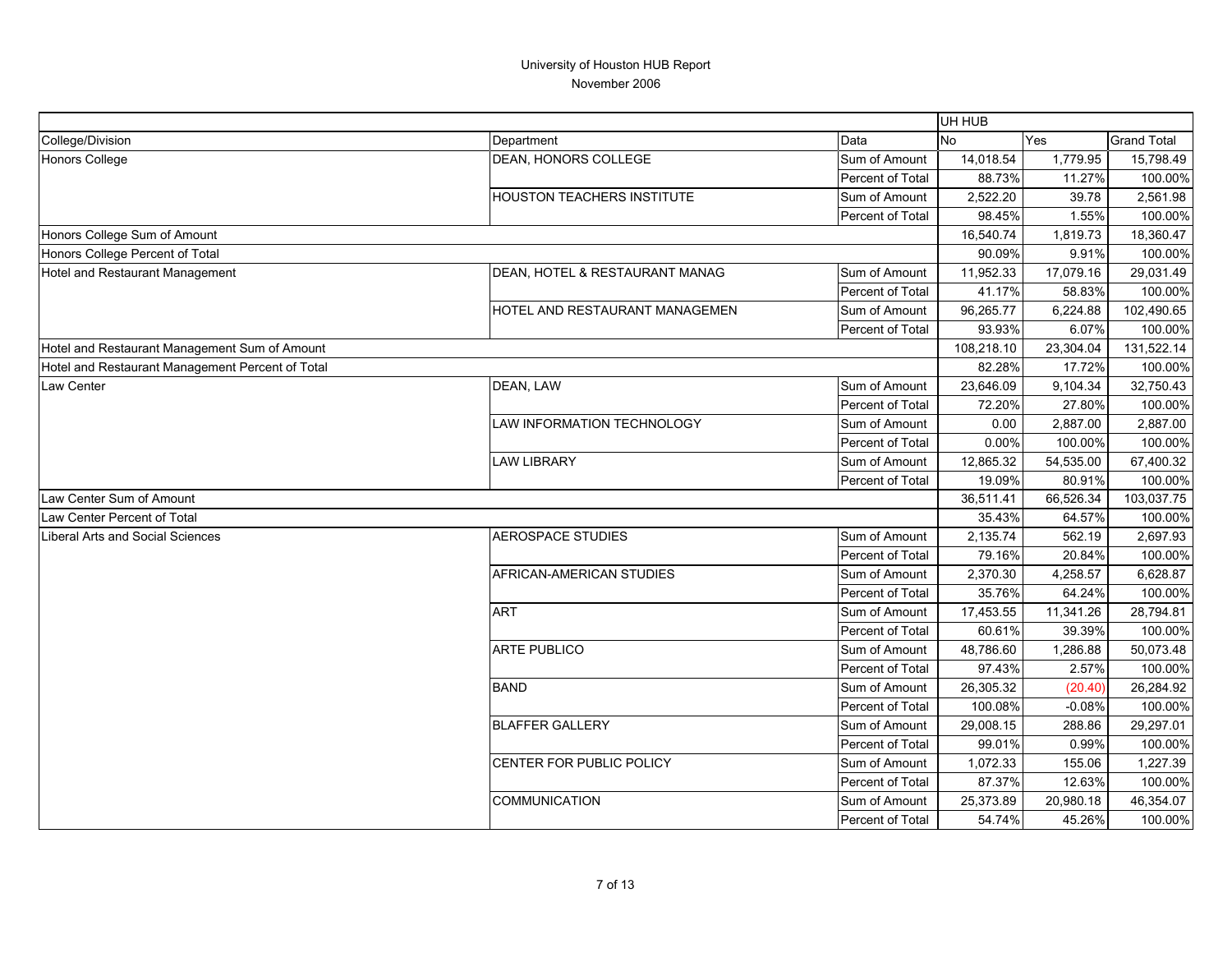# University of Houston HUB Report

November 2006

| | | | UH HUB | | |
|---|---|---|---|---|---|
| College/Division | Department | Data | No | Yes | Grand Total |
| Honors College | DEAN, HONORS COLLEGE | Sum of Amount | 14,018.54 | 1,779.95 | 15,798.49 |
| | | Percent of Total | 88.73% | 11.27% | 100.00% |
| | HOUSTON TEACHERS INSTITUTE | Sum of Amount | 2,522.20 | 39.78 | 2,561.98 |
| | | Percent of Total | 98.45% | 1.55% | 100.00% |
| Honors College Sum of Amount | | | 16,540.74 | 1,819.73 | 18,360.47 |
| Honors College Percent of Total | | | 90.09% | 9.91% | 100.00% |
| Hotel and Restaurant Management | DEAN, HOTEL & RESTAURANT MANAG | Sum of Amount | 11,952.33 | 17,079.16 | 29,031.49 |
| | | Percent of Total | 41.17% | 58.83% | 100.00% |
| | HOTEL AND RESTAURANT MANAGEMEN | Sum of Amount | 96,265.77 | 6,224.88 | 102,490.65 |
| | | Percent of Total | 93.93% | 6.07% | 100.00% |
| Hotel and Restaurant Management Sum of Amount | | | 108,218.10 | 23,304.04 | 131,522.14 |
| Hotel and Restaurant Management Percent of Total | | | 82.28% | 17.72% | 100.00% |
| Law Center | DEAN, LAW | Sum of Amount | 23,646.09 | 9,104.34 | 32,750.43 |
| | | Percent of Total | 72.20% | 27.80% | 100.00% |
| | LAW INFORMATION TECHNOLOGY | Sum of Amount | 0.00 | 2,887.00 | 2,887.00 |
| | | Percent of Total | 0.00% | 100.00% | 100.00% |
| | LAW LIBRARY | Sum of Amount | 12,865.32 | 54,535.00 | 67,400.32 |
| | | Percent of Total | 19.09% | 80.91% | 100.00% |
| Law Center Sum of Amount | | | 36,511.41 | 66,526.34 | 103,037.75 |
| Law Center Percent of Total | | | 35.43% | 64.57% | 100.00% |
| Liberal Arts and Social Sciences | AEROSPACE STUDIES | Sum of Amount | 2,135.74 | 562.19 | 2,697.93 |
| | | Percent of Total | 79.16% | 20.84% | 100.00% |
| | AFRICAN-AMERICAN STUDIES | Sum of Amount | 2,370.30 | 4,258.57 | 6,628.87 |
| | | Percent of Total | 35.76% | 64.24% | 100.00% |
| | ART | Sum of Amount | 17,453.55 | 11,341.26 | 28,794.81 |
| | | Percent of Total | 60.61% | 39.39% | 100.00% |
| | ARTE PUBLICO | Sum of Amount | 48,786.60 | 1,286.88 | 50,073.48 |
| | | Percent of Total | 97.43% | 2.57% | 100.00% |
| | BAND | Sum of Amount | 26,305.32 | (20.40) | 26,284.92 |
| | | Percent of Total | 100.08% | -0.08% | 100.00% |
| | BLAFFER GALLERY | Sum of Amount | 29,008.15 | 288.86 | 29,297.01 |
| | | Percent of Total | 99.01% | 0.99% | 100.00% |
| | CENTER FOR PUBLIC POLICY | Sum of Amount | 1,072.33 | 155.06 | 1,227.39 |
| | | Percent of Total | 87.37% | 12.63% | 100.00% |
| | COMMUNICATION | Sum of Amount | 25,373.89 | 20,980.18 | 46,354.07 |
| | | Percent of Total | 54.74% | 45.26% | 100.00% |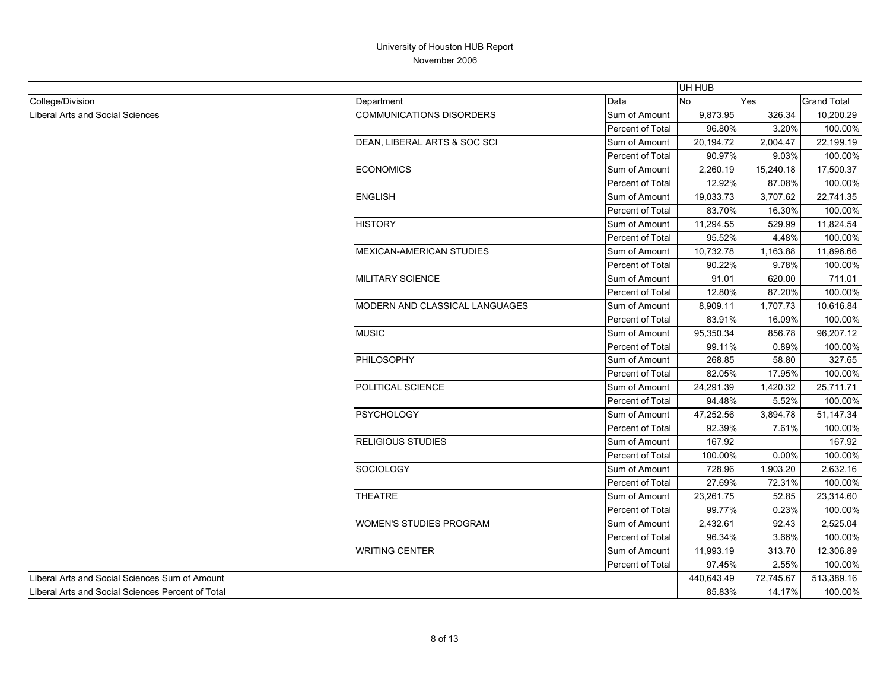University of Houston HUB Report

November 2006

| | | | UH HUB | | |
|---|---|---|---|---|---|
| College/Division | Department | Data | No | Yes | Grand Total |
| Liberal Arts and Social Sciences | COMMUNICATIONS DISORDERS | Sum of Amount | 9,873.95 | 326.34 | 10,200.29 |
| | | Percent of Total | 96.80% | 3.20% | 100.00% |
| | DEAN, LIBERAL ARTS & SOC SCI | Sum of Amount | 20,194.72 | 2,004.47 | 22,199.19 |
| | | Percent of Total | 90.97% | 9.03% | 100.00% |
| | ECONOMICS | Sum of Amount | 2,260.19 | 15,240.18 | 17,500.37 |
| | | Percent of Total | 12.92% | 87.08% | 100.00% |
| | ENGLISH | Sum of Amount | 19,033.73 | 3,707.62 | 22,741.35 |
| | | Percent of Total | 83.70% | 16.30% | 100.00% |
| | HISTORY | Sum of Amount | 11,294.55 | 529.99 | 11,824.54 |
| | | Percent of Total | 95.52% | 4.48% | 100.00% |
| | MEXICAN-AMERICAN STUDIES | Sum of Amount | 10,732.78 | 1,163.88 | 11,896.66 |
| | | Percent of Total | 90.22% | 9.78% | 100.00% |
| | MILITARY SCIENCE | Sum of Amount | 91.01 | 620.00 | 711.01 |
| | | Percent of Total | 12.80% | 87.20% | 100.00% |
| | MODERN AND CLASSICAL LANGUAGES | Sum of Amount | 8,909.11 | 1,707.73 | 10,616.84 |
| | | Percent of Total | 83.91% | 16.09% | 100.00% |
| | MUSIC | Sum of Amount | 95,350.34 | 856.78 | 96,207.12 |
| | | Percent of Total | 99.11% | 0.89% | 100.00% |
| | PHILOSOPHY | Sum of Amount | 268.85 | 58.80 | 327.65 |
| | | Percent of Total | 82.05% | 17.95% | 100.00% |
| | POLITICAL SCIENCE | Sum of Amount | 24,291.39 | 1,420.32 | 25,711.71 |
| | | Percent of Total | 94.48% | 5.52% | 100.00% |
| | PSYCHOLOGY | Sum of Amount | 47,252.56 | 3,894.78 | 51,147.34 |
| | | Percent of Total | 92.39% | 7.61% | 100.00% |
| | RELIGIOUS STUDIES | Sum of Amount | 167.92 | | 167.92 |
| | | Percent of Total | 100.00% | 0.00% | 100.00% |
| | SOCIOLOGY | Sum of Amount | 728.96 | 1,903.20 | 2,632.16 |
| | | Percent of Total | 27.69% | 72.31% | 100.00% |
| | THEATRE | Sum of Amount | 23,261.75 | 52.85 | 23,314.60 |
| | | Percent of Total | 99.77% | 0.23% | 100.00% |
| | WOMEN'S STUDIES PROGRAM | Sum of Amount | 2,432.61 | 92.43 | 2,525.04 |
| | | Percent of Total | 96.34% | 3.66% | 100.00% |
| | WRITING CENTER | Sum of Amount | 11,993.19 | 313.70 | 12,306.89 |
| | | Percent of Total | 97.45% | 2.55% | 100.00% |
| Liberal Arts and Social Sciences Sum of Amount | | | 440,643.49 | 72,745.67 | 513,389.16 |
| Liberal Arts and Social Sciences Percent of Total | | | 85.83% | 14.17% | 100.00% |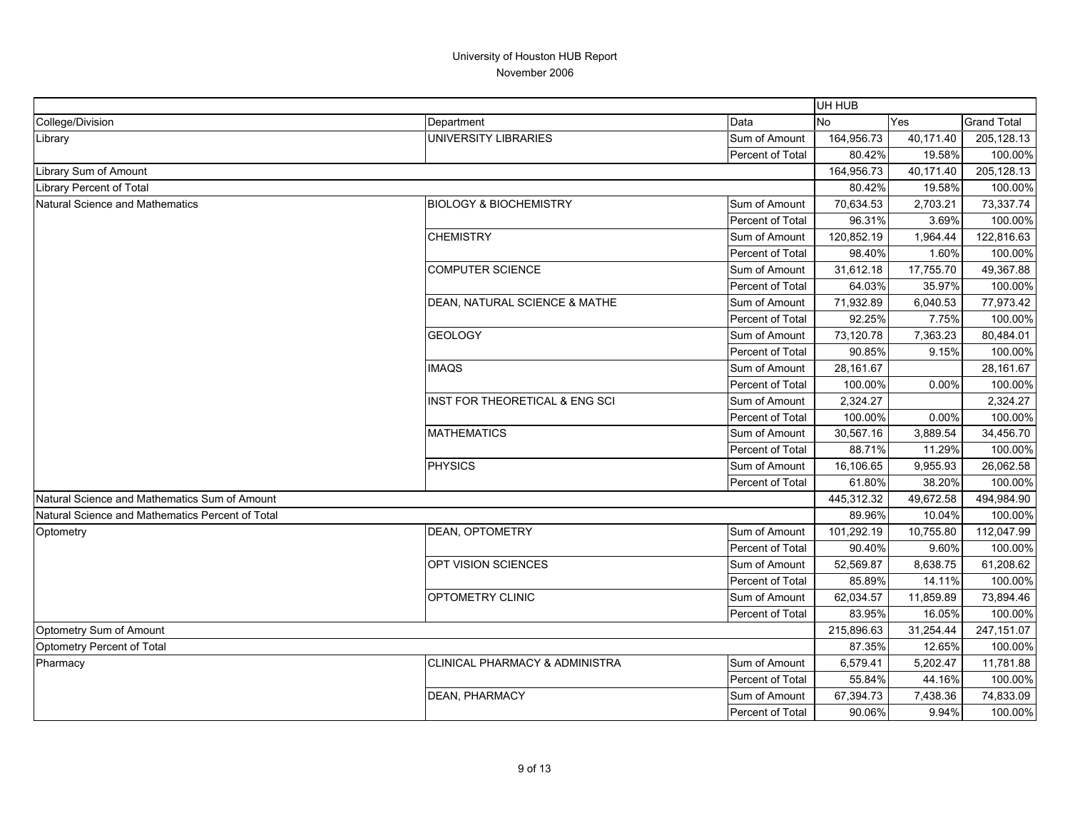# University of Houston HUB Report

November 2006

| | | | UH HUB | | |
|---|---|---|---|---|---|
| College/Division | Department | Data | No | Yes | Grand Total |
| Library | UNIVERSITY LIBRARIES | Sum of Amount | 164,956.73 | 40,171.40 | 205,128.13 |
| | | Percent of Total | 80.42% | 19.58% | 100.00% |
| Library Sum of Amount | | | 164,956.73 | 40,171.40 | 205,128.13 |
| Library Percent of Total | | | 80.42% | 19.58% | 100.00% |
| Natural Science and Mathematics | BIOLOGY & BIOCHEMISTRY | Sum of Amount | 70,634.53 | 2,703.21 | 73,337.74 |
| | | Percent of Total | 96.31% | 3.69% | 100.00% |
| | CHEMISTRY | Sum of Amount | 120,852.19 | 1,964.44 | 122,816.63 |
| | | Percent of Total | 98.40% | 1.60% | 100.00% |
| | COMPUTER SCIENCE | Sum of Amount | 31,612.18 | 17,755.70 | 49,367.88 |
| | | Percent of Total | 64.03% | 35.97% | 100.00% |
| | DEAN, NATURAL SCIENCE & MATHE | Sum of Amount | 71,932.89 | 6,040.53 | 77,973.42 |
| | | Percent of Total | 92.25% | 7.75% | 100.00% |
| | GEOLOGY | Sum of Amount | 73,120.78 | 7,363.23 | 80,484.01 |
| | | Percent of Total | 90.85% | 9.15% | 100.00% |
| | IMAQS | Sum of Amount | 28,161.67 | | 28,161.67 |
| | | Percent of Total | 100.00% | 0.00% | 100.00% |
| | INST FOR THEORETICAL & ENG SCI | Sum of Amount | 2,324.27 | | 2,324.27 |
| | | Percent of Total | 100.00% | 0.00% | 100.00% |
| | MATHEMATICS | Sum of Amount | 30,567.16 | 3,889.54 | 34,456.70 |
| | | Percent of Total | 88.71% | 11.29% | 100.00% |
| | PHYSICS | Sum of Amount | 16,106.65 | 9,955.93 | 26,062.58 |
| | | Percent of Total | 61.80% | 38.20% | 100.00% |
| Natural Science and Mathematics Sum of Amount | | | 445,312.32 | 49,672.58 | 494,984.90 |
| Natural Science and Mathematics Percent of Total | | | 89.96% | 10.04% | 100.00% |
| Optometry | DEAN, OPTOMETRY | Sum of Amount | 101,292.19 | 10,755.80 | 112,047.99 |
| | | Percent of Total | 90.40% | 9.60% | 100.00% |
| | OPT VISION SCIENCES | Sum of Amount | 52,569.87 | 8,638.75 | 61,208.62 |
| | | Percent of Total | 85.89% | 14.11% | 100.00% |
| | OPTOMETRY CLINIC | Sum of Amount | 62,034.57 | 11,859.89 | 73,894.46 |
| | | Percent of Total | 83.95% | 16.05% | 100.00% |
| Optometry Sum of Amount | | | 215,896.63 | 31,254.44 | 247,151.07 |
| Optometry Percent of Total | | | 87.35% | 12.65% | 100.00% |
| Pharmacy | CLINICAL PHARMACY & ADMINISTRA | Sum of Amount | 6,579.41 | 5,202.47 | 11,781.88 |
| | | Percent of Total | 55.84% | 44.16% | 100.00% |
| | DEAN, PHARMACY | Sum of Amount | 67,394.73 | 7,438.36 | 74,833.09 |
| | | Percent of Total | 90.06% | 9.94% | 100.00% |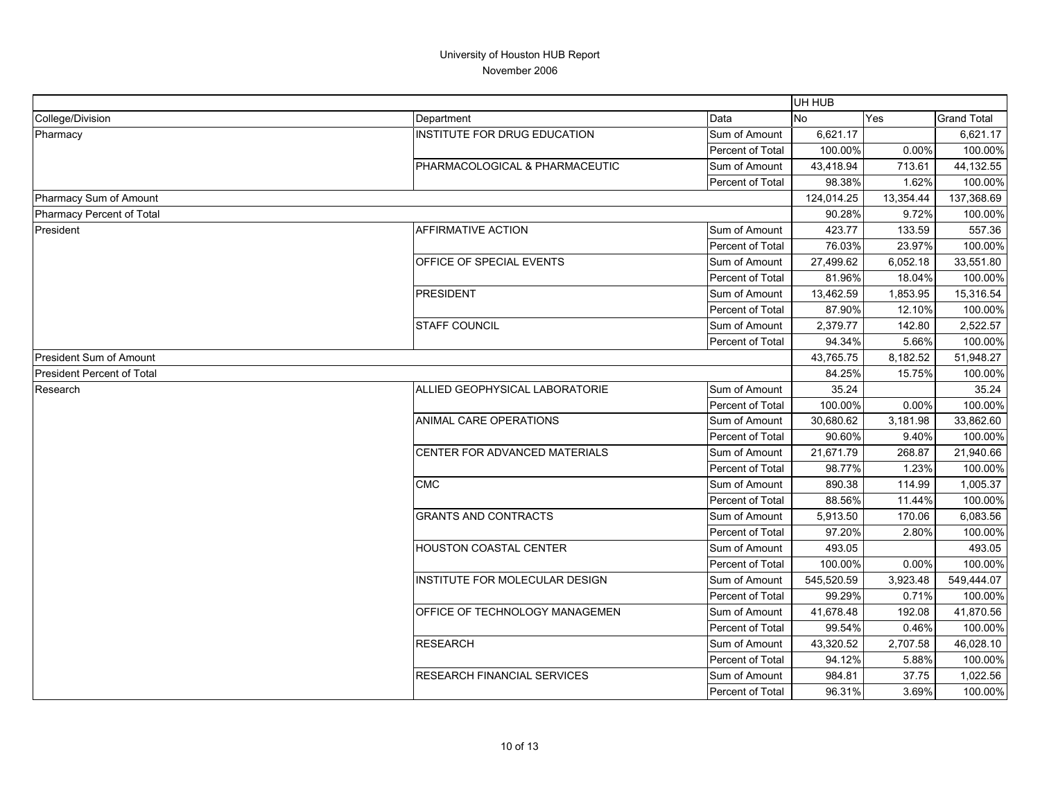# University of Houston HUB Report

November 2006

| | | | UH HUB | | |
|---|---|---|---|---|---|
| College/Division | Department | Data | No | Yes | Grand Total |
| Pharmacy | INSTITUTE FOR DRUG EDUCATION | Sum of Amount | 6,621.17 | | 6,621.17 |
| | | Percent of Total | 100.00% | 0.00% | 100.00% |
| | PHARMACOLOGICAL & PHARMACEUTIC | Sum of Amount | 43,418.94 | 713.61 | 44,132.55 |
| | | Percent of Total | 98.38% | 1.62% | 100.00% |
| Pharmacy Sum of Amount | | | 124,014.25 | 13,354.44 | 137,368.69 |
| Pharmacy Percent of Total | | | 90.28% | 9.72% | 100.00% |
| President | AFFIRMATIVE ACTION | Sum of Amount | 423.77 | 133.59 | 557.36 |
| | | Percent of Total | 76.03% | 23.97% | 100.00% |
| | OFFICE OF SPECIAL EVENTS | Sum of Amount | 27,499.62 | 6,052.18 | 33,551.80 |
| | | Percent of Total | 81.96% | 18.04% | 100.00% |
| | PRESIDENT | Sum of Amount | 13,462.59 | 1,853.95 | 15,316.54 |
| | | Percent of Total | 87.90% | 12.10% | 100.00% |
| | STAFF COUNCIL | Sum of Amount | 2,379.77 | 142.80 | 2,522.57 |
| | | Percent of Total | 94.34% | 5.66% | 100.00% |
| President Sum of Amount | | | 43,765.75 | 8,182.52 | 51,948.27 |
| President Percent of Total | | | 84.25% | 15.75% | 100.00% |
| Research | ALLIED GEOPHYSICAL LABORATORIE | Sum of Amount | 35.24 | | 35.24 |
| | | Percent of Total | 100.00% | 0.00% | 100.00% |
| | ANIMAL CARE OPERATIONS | Sum of Amount | 30,680.62 | 3,181.98 | 33,862.60 |
| | | Percent of Total | 90.60% | 9.40% | 100.00% |
| | CENTER FOR ADVANCED MATERIALS | Sum of Amount | 21,671.79 | 268.87 | 21,940.66 |
| | | Percent of Total | 98.77% | 1.23% | 100.00% |
| | CMC | Sum of Amount | 890.38 | 114.99 | 1,005.37 |
| | | Percent of Total | 88.56% | 11.44% | 100.00% |
| | GRANTS AND CONTRACTS | Sum of Amount | 5,913.50 | 170.06 | 6,083.56 |
| | | Percent of Total | 97.20% | 2.80% | 100.00% |
| | HOUSTON COASTAL CENTER | Sum of Amount | 493.05 | | 493.05 |
| | | Percent of Total | 100.00% | 0.00% | 100.00% |
| | INSTITUTE FOR MOLECULAR DESIGN | Sum of Amount | 545,520.59 | 3,923.48 | 549,444.07 |
| | | Percent of Total | 99.29% | 0.71% | 100.00% |
| | OFFICE OF TECHNOLOGY MANAGEMEN | Sum of Amount | 41,678.48 | 192.08 | 41,870.56 |
| | | Percent of Total | 99.54% | 0.46% | 100.00% |
| | RESEARCH | Sum of Amount | 43,320.52 | 2,707.58 | 46,028.10 |
| | | Percent of Total | 94.12% | 5.88% | 100.00% |
| | RESEARCH FINANCIAL SERVICES | Sum of Amount | 984.81 | 37.75 | 1,022.56 |
| | | Percent of Total | 96.31% | 3.69% | 100.00% |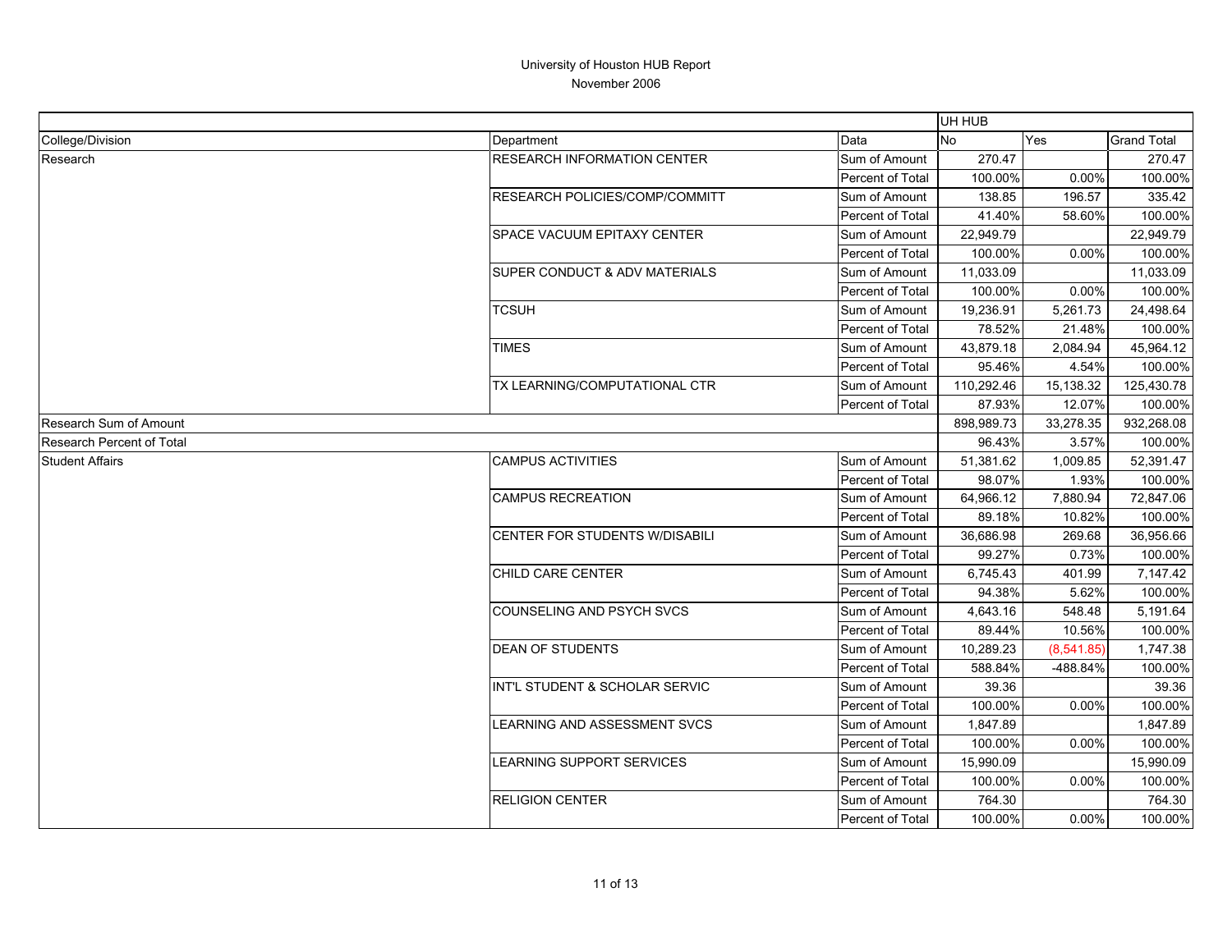# University of Houston HUB Report

November 2006

| | | | UH HUB | | |
|---|---|---|---|---|---|
| College/Division | Department | Data | No | Yes | Grand Total |
| Research | RESEARCH INFORMATION CENTER | Sum of Amount | 270.47 | | 270.47 |
| | | Percent of Total | 100.00% | 0.00% | 100.00% |
| | RESEARCH POLICIES/COMP/COMMITT | Sum of Amount | 138.85 | 196.57 | 335.42 |
| | | Percent of Total | 41.40% | 58.60% | 100.00% |
| | SPACE VACUUM EPITAXY CENTER | Sum of Amount | 22,949.79 | | 22,949.79 |
| | | Percent of Total | 100.00% | 0.00% | 100.00% |
| | SUPER CONDUCT & ADV MATERIALS | Sum of Amount | 11,033.09 | | 11,033.09 |
| | | Percent of Total | 100.00% | 0.00% | 100.00% |
| | TCSUH | Sum of Amount | 19,236.91 | 5,261.73 | 24,498.64 |
| | | Percent of Total | 78.52% | 21.48% | 100.00% |
| | TIMES | Sum of Amount | 43,879.18 | 2,084.94 | 45,964.12 |
| | | Percent of Total | 95.46% | 4.54% | 100.00% |
| | TX LEARNING/COMPUTATIONAL CTR | Sum of Amount | 110,292.46 | 15,138.32 | 125,430.78 |
| | | Percent of Total | 87.93% | 12.07% | 100.00% |
| Research Sum of Amount | | | 898,989.73 | 33,278.35 | 932,268.08 |
| Research Percent of Total | | | 96.43% | 3.57% | 100.00% |
| Student Affairs | CAMPUS ACTIVITIES | Sum of Amount | 51,381.62 | 1,009.85 | 52,391.47 |
| | | Percent of Total | 98.07% | 1.93% | 100.00% |
| | CAMPUS RECREATION | Sum of Amount | 64,966.12 | 7,880.94 | 72,847.06 |
| | | Percent of Total | 89.18% | 10.82% | 100.00% |
| | CENTER FOR STUDENTS W/DISABILI | Sum of Amount | 36,686.98 | 269.68 | 36,956.66 |
| | | Percent of Total | 99.27% | 0.73% | 100.00% |
| | CHILD CARE CENTER | Sum of Amount | 6,745.43 | 401.99 | 7,147.42 |
| | | Percent of Total | 94.38% | 5.62% | 100.00% |
| | COUNSELING AND PSYCH SVCS | Sum of Amount | 4,643.16 | 548.48 | 5,191.64 |
| | | Percent of Total | 89.44% | 10.56% | 100.00% |
| | DEAN OF STUDENTS | Sum of Amount | 10,289.23 | (8,541.85) | 1,747.38 |
| | | Percent of Total | 588.84% | -488.84% | 100.00% |
| | INT'L STUDENT & SCHOLAR SERVIC | Sum of Amount | 39.36 | | 39.36 |
| | | Percent of Total | 100.00% | 0.00% | 100.00% |
| | LEARNING AND ASSESSMENT SVCS | Sum of Amount | 1,847.89 | | 1,847.89 |
| | | Percent of Total | 100.00% | 0.00% | 100.00% |
| | LEARNING SUPPORT SERVICES | Sum of Amount | 15,990.09 | | 15,990.09 |
| | | Percent of Total | 100.00% | 0.00% | 100.00% |
| | RELIGION CENTER | Sum of Amount | 764.30 | | 764.30 |
| | | Percent of Total | 100.00% | 0.00% | 100.00% |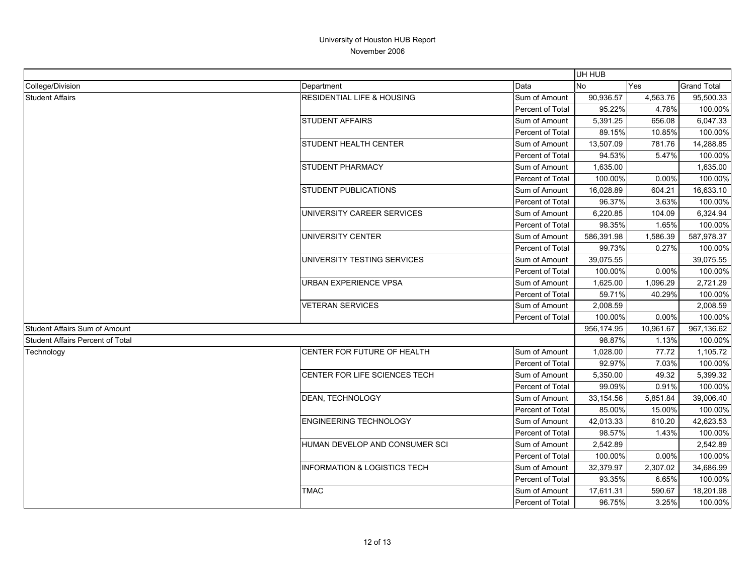University of Houston HUB Report
November 2006

| | | | UH HUB | | |
|---|---|---|---|---|---|
| College/Division | Department | Data | No | Yes | Grand Total |
| Student Affairs | RESIDENTIAL LIFE & HOUSING | Sum of Amount | 90,936.57 | 4,563.76 | 95,500.33 |
| | | Percent of Total | 95.22% | 4.78% | 100.00% |
| | STUDENT AFFAIRS | Sum of Amount | 5,391.25 | 656.08 | 6,047.33 |
| | | Percent of Total | 89.15% | 10.85% | 100.00% |
| | STUDENT HEALTH CENTER | Sum of Amount | 13,507.09 | 781.76 | 14,288.85 |
| | | Percent of Total | 94.53% | 5.47% | 100.00% |
| | STUDENT PHARMACY | Sum of Amount | 1,635.00 | | 1,635.00 |
| | | Percent of Total | 100.00% | 0.00% | 100.00% |
| | STUDENT PUBLICATIONS | Sum of Amount | 16,028.89 | 604.21 | 16,633.10 |
| | | Percent of Total | 96.37% | 3.63% | 100.00% |
| | UNIVERSITY CAREER SERVICES | Sum of Amount | 6,220.85 | 104.09 | 6,324.94 |
| | | Percent of Total | 98.35% | 1.65% | 100.00% |
| | UNIVERSITY CENTER | Sum of Amount | 586,391.98 | 1,586.39 | 587,978.37 |
| | | Percent of Total | 99.73% | 0.27% | 100.00% |
| | UNIVERSITY TESTING SERVICES | Sum of Amount | 39,075.55 | | 39,075.55 |
| | | Percent of Total | 100.00% | 0.00% | 100.00% |
| | URBAN EXPERIENCE VPSA | Sum of Amount | 1,625.00 | 1,096.29 | 2,721.29 |
| | | Percent of Total | 59.71% | 40.29% | 100.00% |
| | VETERAN SERVICES | Sum of Amount | 2,008.59 | | 2,008.59 |
| | | Percent of Total | 100.00% | 0.00% | 100.00% |
| Student Affairs Sum of Amount | | | 956,174.95 | 10,961.67 | 967,136.62 |
| Student Affairs Percent of Total | | | 98.87% | 1.13% | 100.00% |
| Technology | CENTER FOR FUTURE OF HEALTH | Sum of Amount | 1,028.00 | 77.72 | 1,105.72 |
| | | Percent of Total | 92.97% | 7.03% | 100.00% |
| | CENTER FOR LIFE SCIENCES TECH | Sum of Amount | 5,350.00 | 49.32 | 5,399.32 |
| | | Percent of Total | 99.09% | 0.91% | 100.00% |
| | DEAN, TECHNOLOGY | Sum of Amount | 33,154.56 | 5,851.84 | 39,006.40 |
| | | Percent of Total | 85.00% | 15.00% | 100.00% |
| | ENGINEERING TECHNOLOGY | Sum of Amount | 42,013.33 | 610.20 | 42,623.53 |
| | | Percent of Total | 98.57% | 1.43% | 100.00% |
| | HUMAN DEVELOP AND CONSUMER SCI | Sum of Amount | 2,542.89 | | 2,542.89 |
| | | Percent of Total | 100.00% | 0.00% | 100.00% |
| | INFORMATION & LOGISTICS TECH | Sum of Amount | 32,379.97 | 2,307.02 | 34,686.99 |
| | | Percent of Total | 93.35% | 6.65% | 100.00% |
| | TMAC | Sum of Amount | 17,611.31 | 590.67 | 18,201.98 |
| | | Percent of Total | 96.75% | 3.25% | 100.00% |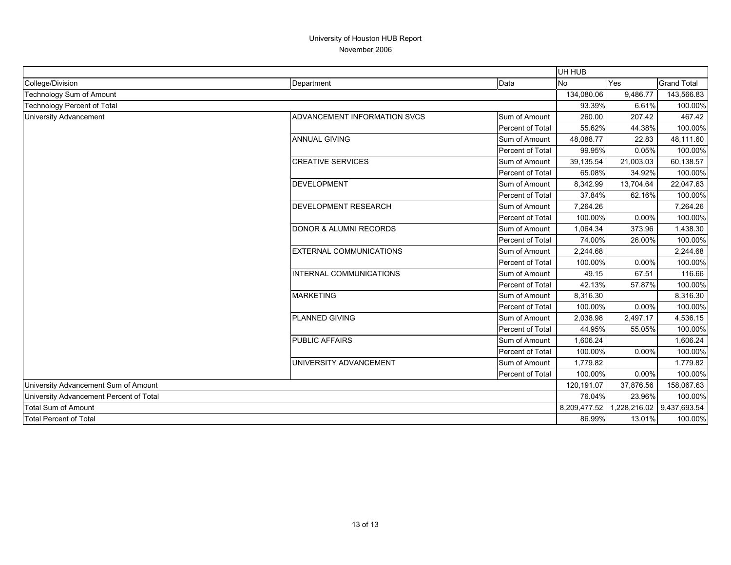University of Houston HUB Report

November 2006

| | | | UH HUB | | |
|---|---|---|---|---|---|
| College/Division | Department | Data | No | Yes | Grand Total |
| Technology Sum of Amount | | | 134,080.06 | 9,486.77 | 143,566.83 |
| Technology Percent of Total | | | 93.39% | 6.61% | 100.00% |
| University Advancement | ADVANCEMENT INFORMATION SVCS | Sum of Amount | 260.00 | 207.42 | 467.42 |
| | | Percent of Total | 55.62% | 44.38% | 100.00% |
| | ANNUAL GIVING | Sum of Amount | 48,088.77 | 22.83 | 48,111.60 |
| | | Percent of Total | 99.95% | 0.05% | 100.00% |
| | CREATIVE SERVICES | Sum of Amount | 39,135.54 | 21,003.03 | 60,138.57 |
| | | Percent of Total | 65.08% | 34.92% | 100.00% |
| | DEVELOPMENT | Sum of Amount | 8,342.99 | 13,704.64 | 22,047.63 |
| | | Percent of Total | 37.84% | 62.16% | 100.00% |
| | DEVELOPMENT RESEARCH | Sum of Amount | 7,264.26 | | 7,264.26 |
| | | Percent of Total | 100.00% | 0.00% | 100.00% |
| | DONOR & ALUMNI RECORDS | Sum of Amount | 1,064.34 | 373.96 | 1,438.30 |
| | | Percent of Total | 74.00% | 26.00% | 100.00% |
| | EXTERNAL COMMUNICATIONS | Sum of Amount | 2,244.68 | | 2,244.68 |
| | | Percent of Total | 100.00% | 0.00% | 100.00% |
| | INTERNAL COMMUNICATIONS | Sum of Amount | 49.15 | 67.51 | 116.66 |
| | | Percent of Total | 42.13% | 57.87% | 100.00% |
| | MARKETING | Sum of Amount | 8,316.30 | | 8,316.30 |
| | | Percent of Total | 100.00% | 0.00% | 100.00% |
| | PLANNED GIVING | Sum of Amount | 2,038.98 | 2,497.17 | 4,536.15 |
| | | Percent of Total | 44.95% | 55.05% | 100.00% |
| | PUBLIC AFFAIRS | Sum of Amount | 1,606.24 | | 1,606.24 |
| | | Percent of Total | 100.00% | 0.00% | 100.00% |
| | UNIVERSITY ADVANCEMENT | Sum of Amount | 1,779.82 | | 1,779.82 |
| | | Percent of Total | 100.00% | 0.00% | 100.00% |
| University Advancement Sum of Amount | | | 120,191.07 | 37,876.56 | 158,067.63 |
| University Advancement Percent of Total | | | 76.04% | 23.96% | 100.00% |
| Total Sum of Amount | | | 8,209,477.52 | 1,228,216.02 | 9,437,693.54 |
| Total Percent of Total | | | 86.99% | 13.01% | 100.00% |